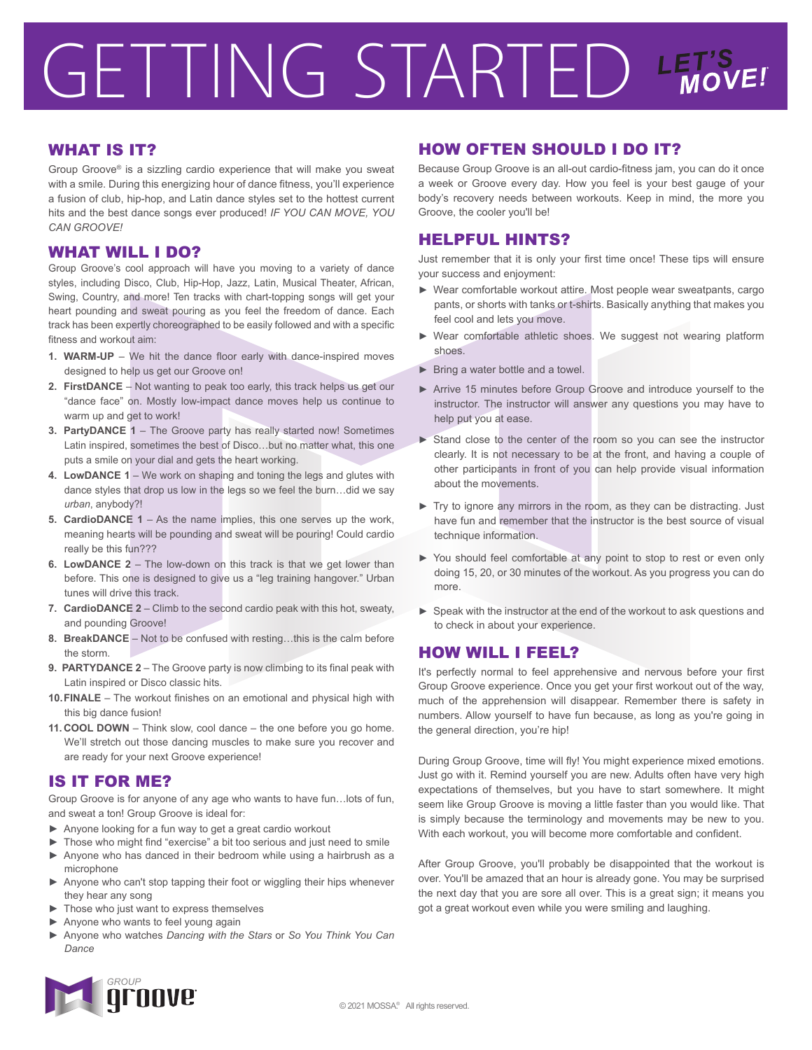# GETTING STARTED

LET'S MOVE!

## WHAT IS IT?

Group Groove® is a sizzling cardio experience that will make you sweat with a smile. During this energizing hour of dance fitness, you'll experience a fusion of club, hip-hop, and Latin dance styles set to the hottest current hits and the best dance songs ever produced! *IF YOU CAN MOVE, YOU CAN GROOVE!*

## WHAT WILL I DO?

Group Groove's cool approach will have you moving to a variety of dance styles, including Disco, Club, Hip-Hop, Jazz, Latin, Musical Theater, African, Swing, Country, and more! Ten tracks with chart-topping songs will get your heart pounding and sweat pouring as you feel the freedom of dance. Each track has been expertly choreographed to be easily followed and with a specific fitness and workout aim:

1. **WARM-UP** – We hit the dance floor early with dance-inspired moves designed to help us get our Groove on!
2. **FirstDANCE** – Not wanting to peak too early, this track helps us get our "dance face" on. Mostly low-impact dance moves help us continue to warm up and get to work!
3. **PartyDANCE 1** – The Groove party has really started now! Sometimes Latin inspired, sometimes the best of Disco…but no matter what, this one puts a smile on your dial and gets the heart working.
4. **LowDANCE 1** – We work on shaping and toning the legs and glutes with dance styles that drop us low in the legs so we feel the burn…did we say *urban*, anybody?!
5. **CardioDANCE 1** – As the name implies, this one serves up the work, meaning hearts will be pounding and sweat will be pouring! Could cardio really be this fun???
6. **LowDANCE 2** – The low-down on this track is that we get lower than before. This one is designed to give us a "leg training hangover." Urban tunes will drive this track.
7. **CardioDANCE 2** – Climb to the second cardio peak with this hot, sweaty, and pounding Groove!
8. **BreakDANCE** – Not to be confused with resting…this is the calm before the storm.
9. **PARTYDANCE 2** – The Groove party is now climbing to its final peak with Latin inspired or Disco classic hits.
10. **FINALE** – The workout finishes on an emotional and physical high with this big dance fusion!
11. **COOL DOWN** – Think slow, cool dance – the one before you go home. We'll stretch out those dancing muscles to make sure you recover and are ready for your next Groove experience!

## IS IT FOR ME?

Group Groove is for anyone of any age who wants to have fun…lots of fun, and sweat a ton! Group Groove is ideal for:

- Anyone looking for a fun way to get a great cardio workout
- Those who might find "exercise" a bit too serious and just need to smile
- Anyone who has danced in their bedroom while using a hairbrush as a microphone
- Anyone who can't stop tapping their foot or wiggling their hips whenever they hear any song
- Those who just want to express themselves
- Anyone who wants to feel young again
- Anyone who watches *Dancing with the Stars* or *So You Think You Can Dance*

## HOW OFTEN SHOULD I DO IT?

Because Group Groove is an all-out cardio-fitness jam, you can do it once a week or Groove every day. How you feel is your best gauge of your body's recovery needs between workouts. Keep in mind, the more you Groove, the cooler you'll be!

## HELPFUL HINTS?

Just remember that it is only your first time once! These tips will ensure your success and enjoyment:

- Wear comfortable workout attire. Most people wear sweatpants, cargo pants, or shorts with tanks or t-shirts. Basically anything that makes you feel cool and lets you move.
- Wear comfortable athletic shoes. We suggest not wearing platform shoes.
- Bring a water bottle and a towel.
- Arrive 15 minutes before Group Groove and introduce yourself to the instructor. The instructor will answer any questions you may have to help put you at ease.
- Stand close to the center of the room so you can see the instructor clearly. It is not necessary to be at the front, and having a couple of other participants in front of you can help provide visual information about the movements.
- Try to ignore any mirrors in the room, as they can be distracting. Just have fun and remember that the instructor is the best source of visual technique information.
- You should feel comfortable at any point to stop to rest or even only doing 15, 20, or 30 minutes of the workout. As you progress you can do more.
- Speak with the instructor at the end of the workout to ask questions and to check in about your experience.

## HOW WILL I FEEL?

It's perfectly normal to feel apprehensive and nervous before your first Group Groove experience. Once you get your first workout out of the way, much of the apprehension will disappear. Remember there is safety in numbers. Allow yourself to have fun because, as long as you're going in the general direction, you're hip!

During Group Groove, time will fly! You might experience mixed emotions. Just go with it. Remind yourself you are new. Adults often have very high expectations of themselves, but you have to start somewhere. It might seem like Group Groove is moving a little faster than you would like. That is simply because the terminology and movements may be new to you. With each workout, you will become more comfortable and confident.

After Group Groove, you'll probably be disappointed that the workout is over. You'll be amazed that an hour is already gone. You may be surprised the next day that you are sore all over. This is a great sign; it means you got a great workout even while you were smiling and laughing.

GROUP groove

© 2021 MOSSA® All rights reserved.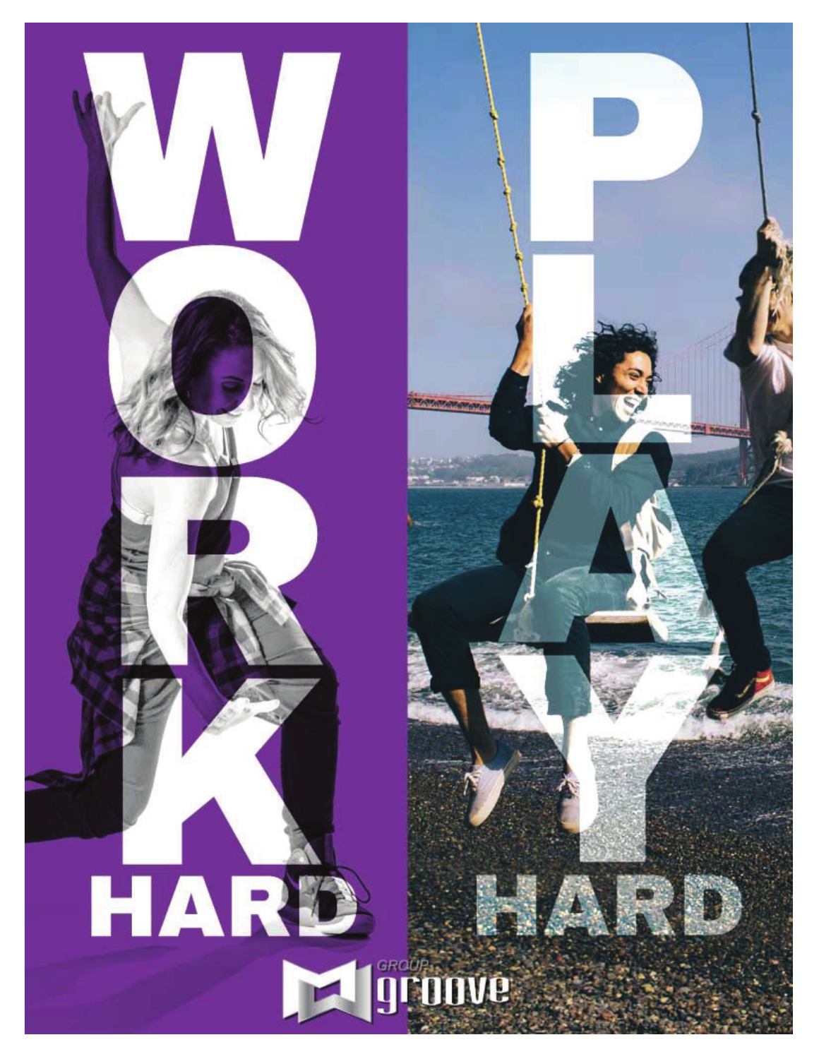WORK HARD

PLAY HARD

GROUP groove